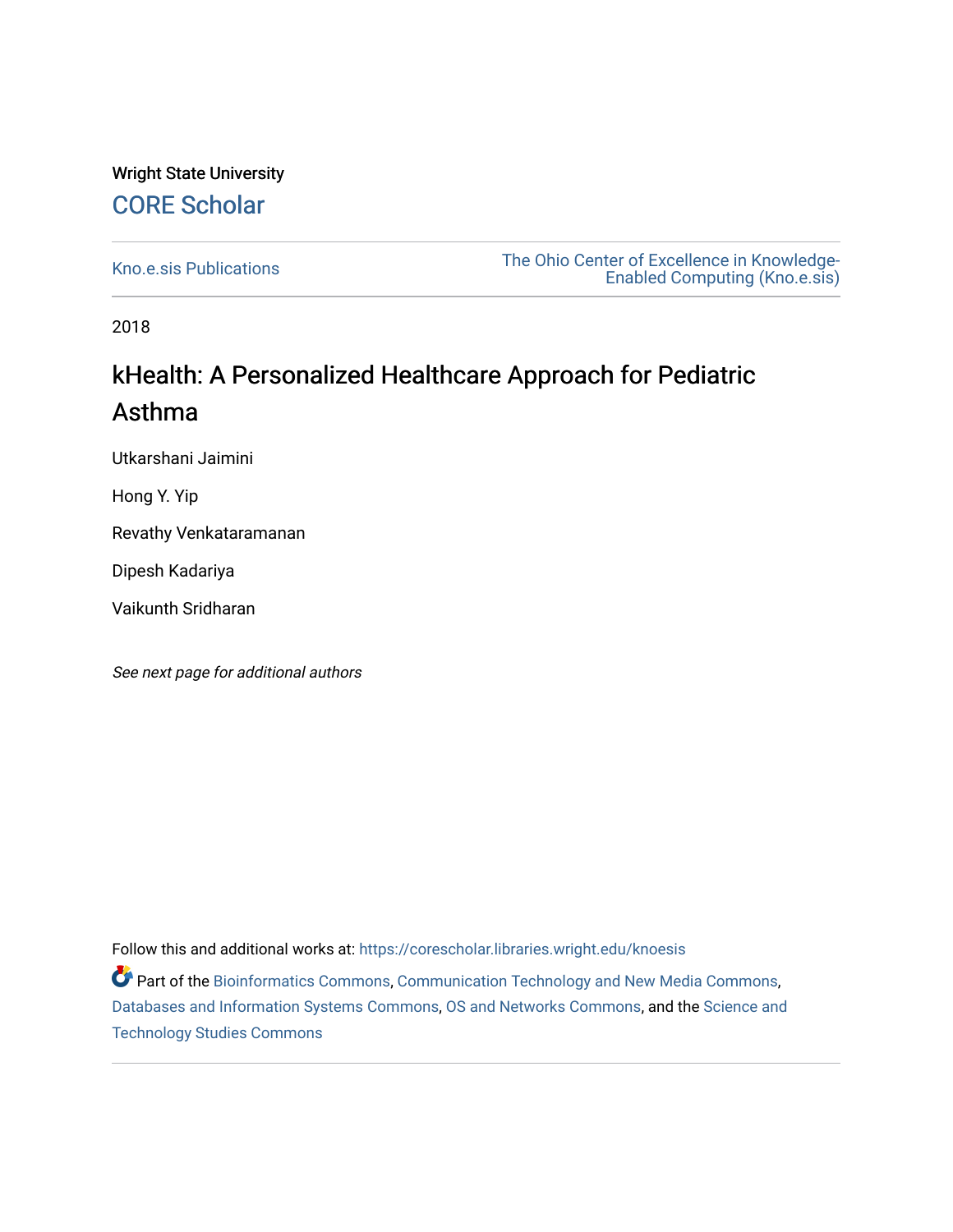Wright State University

# CORE Scholar

Kno.e.sis Publications

The Ohio Center of Excellence in Knowledge-Enabled Computing (Kno.e.sis)

2018

# kHealth: A Personalized Healthcare Approach for Pediatric Asthma

Utkarshani Jaimini

Hong Y. Yip

Revathy Venkataramanan

Dipesh Kadariya

Vaikunth Sridharan

*See next page for additional authors*

Follow this and additional works at: https://corescholar.libraries.wright.edu/knoesis

Part of the Bioinformatics Commons, Communication Technology and New Media Commons, Databases and Information Systems Commons, OS and Networks Commons, and the Science and Technology Studies Commons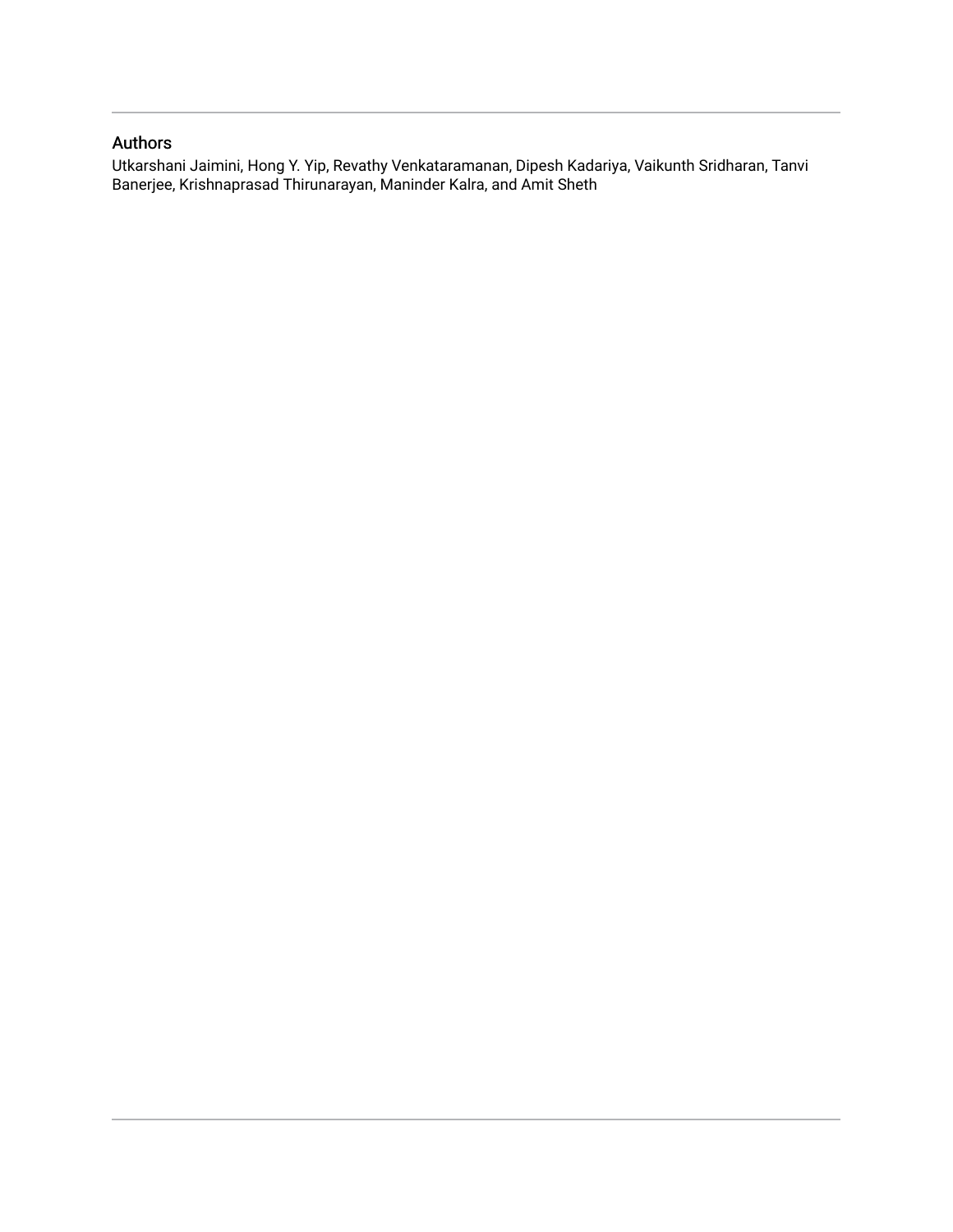## Authors

Utkarshani Jaimini, Hong Y. Yip, Revathy Venkataramanan, Dipesh Kadariya, Vaikunth Sridharan, Tanvi Banerjee, Krishnaprasad Thirunarayan, Maninder Kalra, and Amit Sheth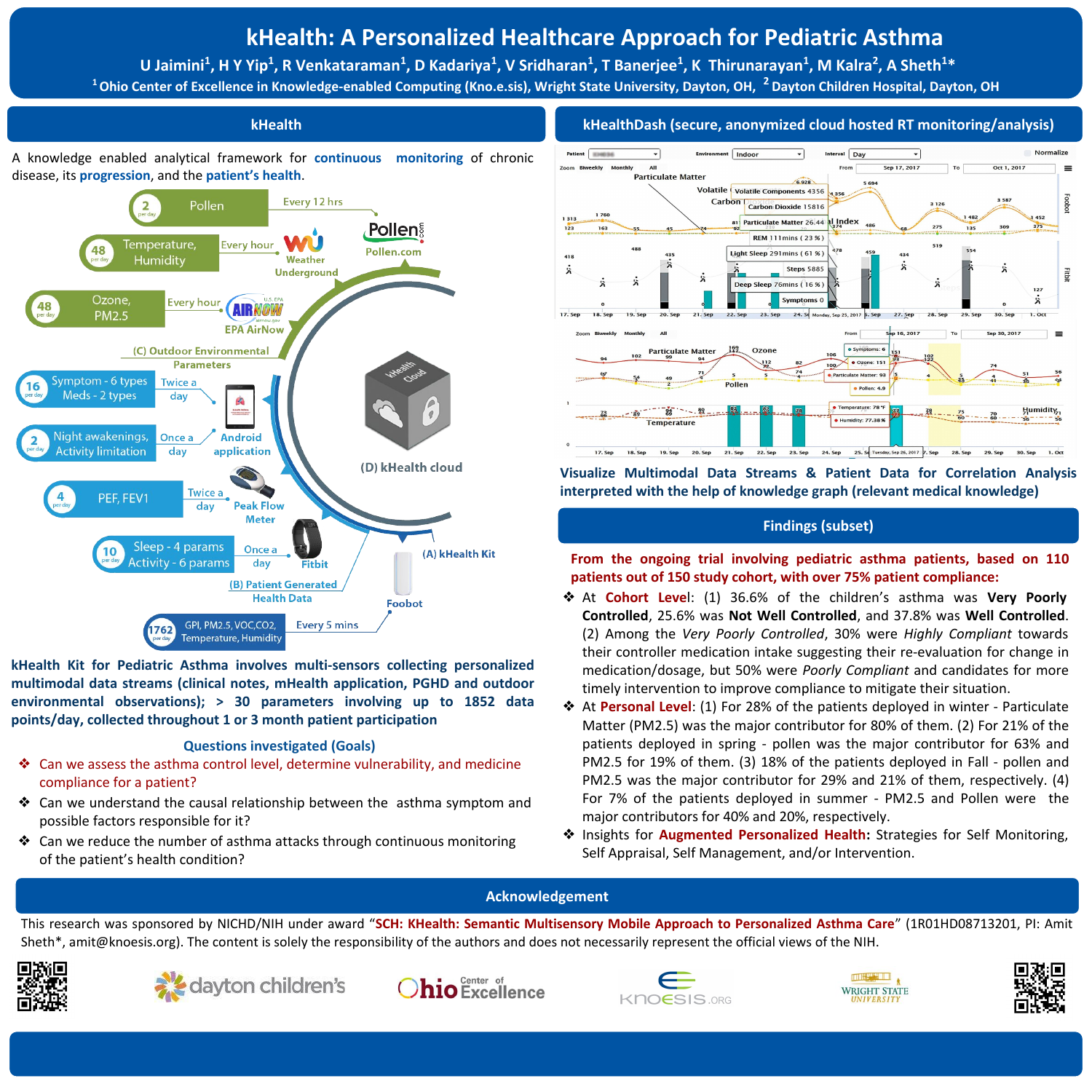# kHealth: A Personalized Healthcare Approach for Pediatric Asthma

U Jaimini[1], H Y Yip[1], R Venkataraman[1], D Kadariya[1], V Sridharan[1], T Banerjee[1], K Thirunarayan[1], M Kalra[2], A Sheth[1]*

[1] Ohio Center of Excellence in Knowledge-enabled Computing (Kno.e.sis), Wright State University, Dayton, OH, [2] Dayton Children Hospital, Dayton, OH

## kHealth

A knowledge enabled analytical framework for **continuous monitoring** of chronic disease, its **progression**, and the **patient's health**.

2 per day — Pollen — Every 12 hrs — Pollen.com

48 per day — Temperature, Humidity — Every hour — Weather Underground

48 per day — Ozone, PM2.5 — Every hour — EPA AirNow

(C) Outdoor Environmental Parameters

16 per day — Symptom - 6 types, Meds - 2 types — Twice a day — Android application

2 per day — Night awakenings, Activity limitation — Once a day

4 per day — PEF, FEV1 — Twice a day — Peak Flow Meter

10 per day — Sleep - 4 params, Activity - 6 params — Once a day — Fitbit

(B) Patient Generated Health Data

1762 per day — GPI, PM2.5, VOC, $CO_2$, Temperature, Humidity — Every 5 mins — Foobot

(A) kHealth Kit

(D) kHealth cloud

**kHealth Kit for Pediatric Asthma involves multi-sensors collecting personalized multimodal data streams (clinical notes, mHealth application, PGHD and outdoor environmental observations); > 30 parameters involving up to 1852 data points/day, collected throughout 1 or 3 month patient participation**

### Questions investigated (Goals)

- Can we assess the asthma control level, determine vulnerability, and medicine compliance for a patient?
- Can we understand the causal relationship between the asthma symptom and possible factors responsible for it?
- Can we reduce the number of asthma attacks through continuous monitoring of the patient's health condition?

## kHealthDash (secure, anonymized cloud hosted RT monitoring/analysis)

**Visualize Multimodal Data Streams & Patient Data for Correlation Analysis interpreted with the help of knowledge graph (relevant medical knowledge)**

## Findings (subset)

**From the ongoing trial involving pediatric asthma patients, based on 110 patients out of 150 study cohort, with over 75% patient compliance:**

- At **Cohort Level**: (1) 36.6% of the children's asthma was **Very Poorly Controlled**, 25.6% was **Not Well Controlled**, and 37.8% was **Well Controlled**. (2) Among the *Very Poorly Controlled*, 30% were *Highly Compliant* towards their controller medication intake suggesting their re-evaluation for change in medication/dosage, but 50% were *Poorly Compliant* and candidates for more timely intervention to improve compliance to mitigate their situation.
- At **Personal Level**: (1) For 28% of the patients deployed in winter - Particulate Matter (PM2.5) was the major contributor for 80% of them. (2) For 21% of the patients deployed in spring - pollen was the major contributor for 63% and PM2.5 for 19% of them. (3) 18% of the patients deployed in Fall - pollen and PM2.5 was the major contributor for 29% and 21% of them, respectively. (4) For 7% of the patients deployed in summer - PM2.5 and Pollen were the major contributors for 40% and 20%, respectively.
- Insights for **Augmented Personalized Health**: Strategies for Self Monitoring, Self Appraisal, Self Management, and/or Intervention.

## Acknowledgement

This research was sponsored by NICHD/NIH under award "**SCH: KHealth: Semantic Multisensory Mobile Approach to Personalized Asthma Care**" (1R01HD08713201, PI: Amit Sheth*, amit@knoesis.org). The content is solely the responsibility of the authors and does not necessarily represent the official views of the NIH.